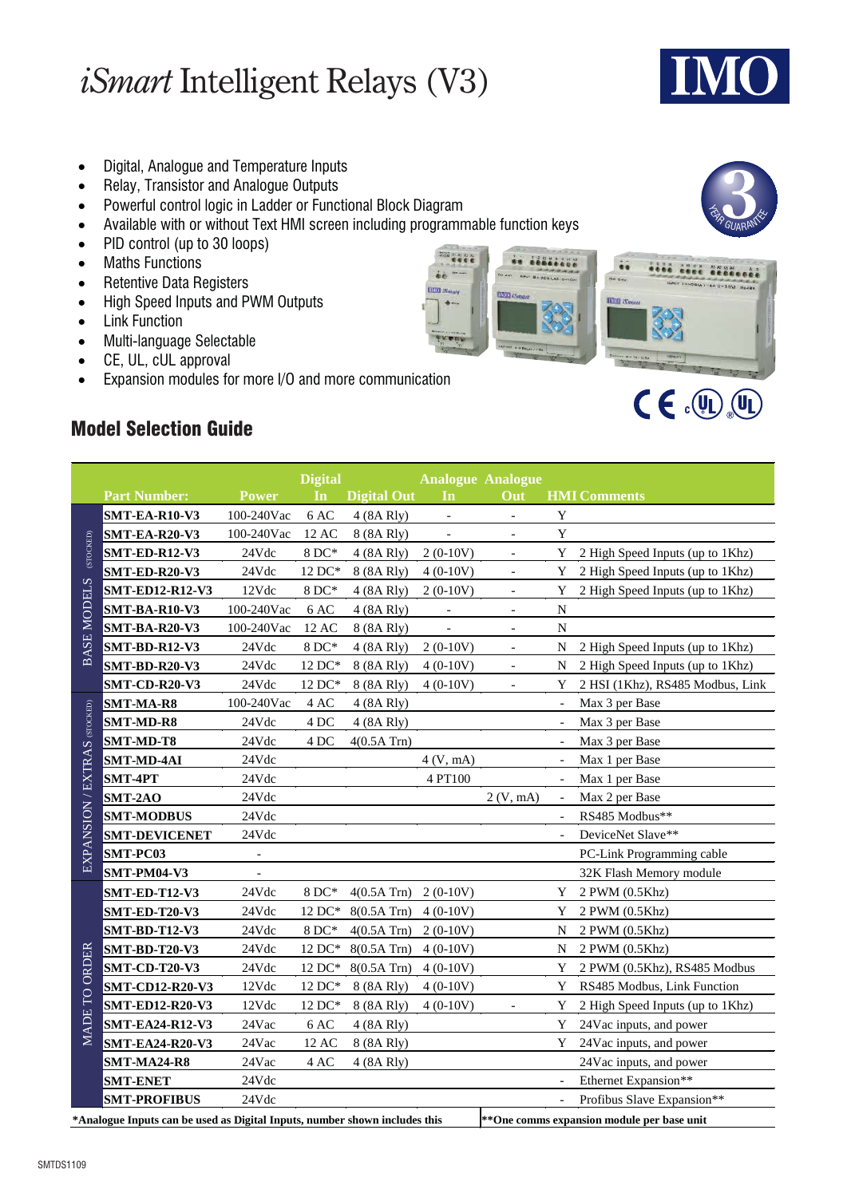# *iSmart* Intelligent Relays (V3)

- Digital, Analogue and Temperature Inputs
- Relay, Transistor and Analogue Outputs
- Powerful control logic in Ladder or Functional Block Diagram
- Available with or without Text HMI screen including programmable function keys
- PID control (up to 30 loops)
- Maths Functions
- Retentive Data Registers
- High Speed Inputs and PWM Outputs
- Link Function
- Multi-language Selectable
- CE, UL, cUL approval
- Expansion modules for more I/O and more communication

## Model Selection Guide

| | Part Number: | Power | Digital In | Digital Out | Analogue In | Analogue Out | HMI | Comments |
|---|---|---|---|---|---|---|---|---|
| BASE MODELS (STOCKED) | SMT-EA-R10-V3 | 100-240Vac | 6 AC | 4 (8A Rly) | - | - | Y | |
| | SMT-EA-R20-V3 | 100-240Vac | 12 AC | 8 (8A Rly) | - | - | Y | |
| | SMT-ED-R12-V3 | 24Vdc | 8 DC* | 4 (8A Rly) | 2 (0-10V) | - | Y | 2 High Speed Inputs (up to 1Khz) |
| | SMT-ED-R20-V3 | 24Vdc | 12 DC* | 8 (8A Rly) | 4 (0-10V) | - | Y | 2 High Speed Inputs (up to 1Khz) |
| | SMT-ED12-R12-V3 | 12Vdc | 8 DC* | 4 (8A Rly) | 2 (0-10V) | - | Y | 2 High Speed Inputs (up to 1Khz) |
| | SMT-BA-R10-V3 | 100-240Vac | 6 AC | 4 (8A Rly) | - | - | N | |
| | SMT-BA-R20-V3 | 100-240Vac | 12 AC | 8 (8A Rly) | - | - | N | |
| | SMT-BD-R12-V3 | 24Vdc | 8 DC* | 4 (8A Rly) | 2 (0-10V) | - | N | 2 High Speed Inputs (up to 1Khz) |
| | SMT-BD-R20-V3 | 24Vdc | 12 DC* | 8 (8A Rly) | 4 (0-10V) | - | N | 2 High Speed Inputs (up to 1Khz) |
| | SMT-CD-R20-V3 | 24Vdc | 12 DC* | 8 (8A Rly) | 4 (0-10V) | - | Y | 2 HSI (1Khz), RS485 Modbus, Link |
| EXPANSION / EXTRAS (STOCKED) | SMT-MA-R8 | 100-240Vac | 4 AC | 4 (8A Rly) | | | - | Max 3 per Base |
| | SMT-MD-R8 | 24Vdc | 4 DC | 4 (8A Rly) | | | - | Max 3 per Base |
| | SMT-MD-T8 | 24Vdc | 4 DC | 4(0.5A Trn) | | | - | Max 3 per Base |
| | SMT-MD-4AI | 24Vdc | | | 4 (V, mA) | | - | Max 1 per Base |
| | SMT-4PT | 24Vdc | | | 4 PT100 | | - | Max 1 per Base |
| | SMT-2AO | 24Vdc | | | | 2 (V, mA) | - | Max 2 per Base |
| | SMT-MODBUS | 24Vdc | | | | | - | RS485 Modbus** |
| | SMT-DEVICENET | 24Vdc | | | | | - | DeviceNet Slave** |
| | SMT-PC03 | - | | | | | | PC-Link Programming cable |
| | SMT-PM04-V3 | - | | | | | | 32K Flash Memory module |
| MADE TO ORDER | SMT-ED-T12-V3 | 24Vdc | 8 DC* | 4(0.5A Trn) | 2 (0-10V) | | Y | 2 PWM (0.5Khz) |
| | SMT-ED-T20-V3 | 24Vdc | 12 DC* | 8(0.5A Trn) | 4 (0-10V) | | Y | 2 PWM (0.5Khz) |
| | SMT-BD-T12-V3 | 24Vdc | 8 DC* | 4(0.5A Trn) | 2 (0-10V) | | N | 2 PWM (0.5Khz) |
| | SMT-BD-T20-V3 | 24Vdc | 12 DC* | 8(0.5A Trn) | 4 (0-10V) | | N | 2 PWM (0.5Khz) |
| | SMT-CD-T20-V3 | 24Vdc | 12 DC* | 8(0.5A Trn) | 4 (0-10V) | | Y | 2 PWM (0.5Khz), RS485 Modbus |
| | SMT-CD12-R20-V3 | 12Vdc | 12 DC* | 8 (8A Rly) | 4 (0-10V) | | Y | RS485 Modbus, Link Function |
| | SMT-ED12-R20-V3 | 12Vdc | 12 DC* | 8 (8A Rly) | 4 (0-10V) | - | Y | 2 High Speed Inputs (up to 1Khz) |
| | SMT-EA24-R12-V3 | 24Vac | 6 AC | 4 (8A Rly) | | | Y | 24Vac inputs, and power |
| | SMT-EA24-R20-V3 | 24Vac | 12 AC | 8 (8A Rly) | | | Y | 24Vac inputs, and power |
| | SMT-MA24-R8 | 24Vac | 4 AC | 4 (8A Rly) | | | | 24Vac inputs, and power |
| | SMT-ENET | 24Vdc | | | | | - | Ethernet Expansion** |
| | SMT-PROFIBUS | 24Vdc | | | | | - | Profibus Slave Expansion** |

**\*Analogue Inputs can be used as Digital Inputs, number shown includes this**

**\*\*One comms expansion module per base unit**

SMTDS1109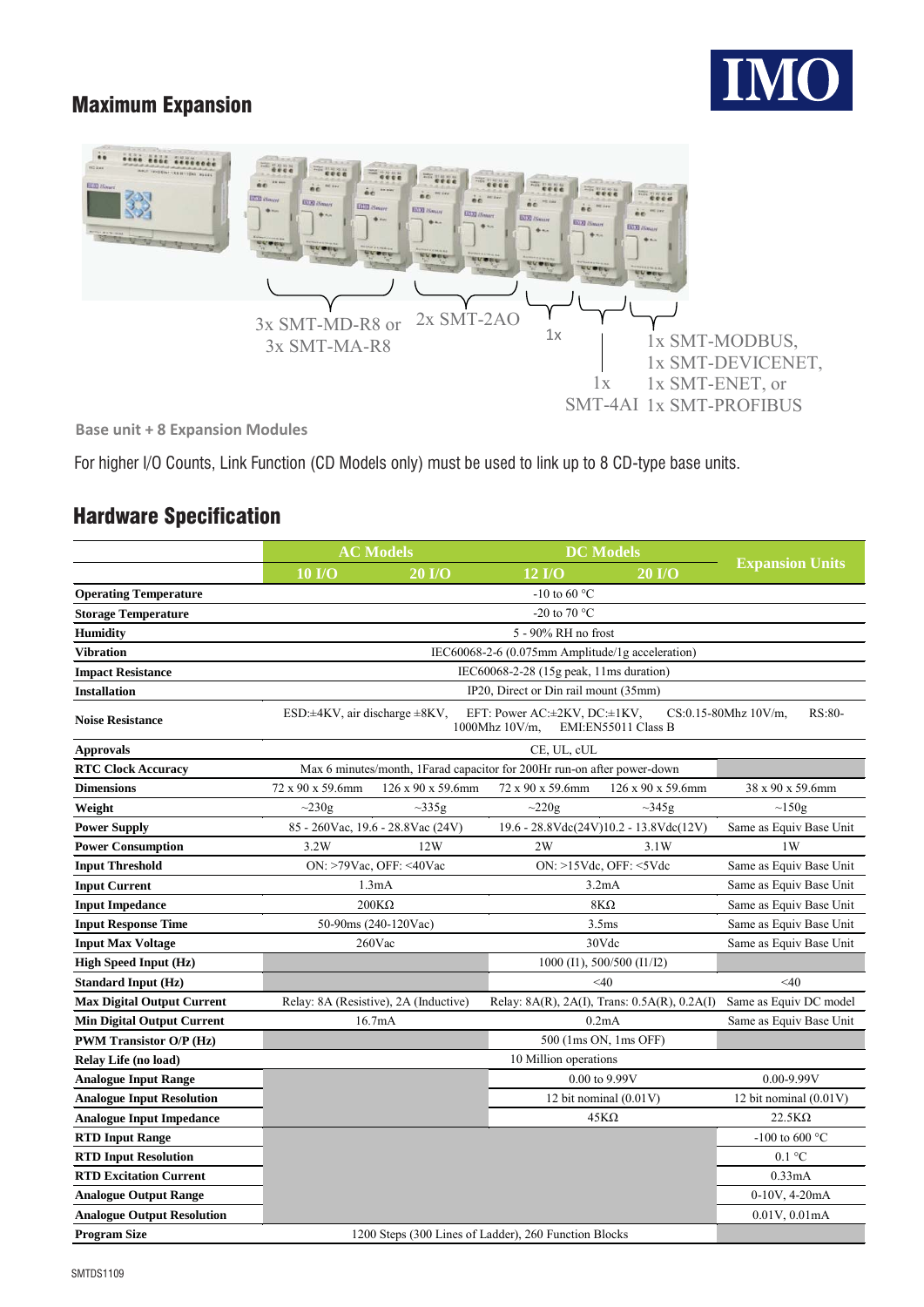## Maximum Expansion

3x SMT-MD-R8 or 3x SMT-MA-R8

2x SMT-2AO

1x

1x SMT-4AI

1x SMT-MODBUS, 1x SMT-DEVICENET, 1x SMT-ENET, or 1x SMT-PROFIBUS

**Base unit + 8 Expansion Modules**

For higher I/O Counts, Link Function (CD Models only) must be used to link up to 8 CD-type base units.

## Hardware Specification

| | AC Models | | DC Models | | Expansion Units |
|---|---|---|---|---|---|
| | 10 I/O | 20 I/O | 12 I/O | 20 I/O | |
| **Operating Temperature** | -10 to 60 °C | | | | |
| **Storage Temperature** | -20 to 70 °C | | | | |
| **Humidity** | 5 - 90% RH no frost | | | | |
| **Vibration** | IEC60068-2-6 (0.075mm Amplitude/1g acceleration) | | | | |
| **Impact Resistance** | IEC60068-2-28 (15g peak, 11ms duration) | | | | |
| **Installation** | IP20, Direct or Din rail mount (35mm) | | | | |
| **Noise Resistance** | ESD:±4KV, air discharge ±8KV, EFT: Power AC:±2KV, DC:±1KV, CS:0.15-80Mhz 10V/m, RS:80-1000Mhz 10V/m, EMI:EN55011 Class B | | | | |
| **Approvals** | CE, UL, cUL | | | | |
| **RTC Clock Accuracy** | Max 6 minutes/month, 1Farad capacitor for 200Hr run-on after power-down | | | | |
| **Dimensions** | 72 x 90 x 59.6mm | 126 x 90 x 59.6mm | 72 x 90 x 59.6mm | 126 x 90 x 59.6mm | 38 x 90 x 59.6mm |
| **Weight** | ~230g | ~335g | ~220g | ~345g | ~150g |
| **Power Supply** | 85 - 260Vac, 19.6 - 28.8Vac (24V) | | 19.6 - 28.8Vdc(24V)10.2 - 13.8Vdc(12V) | | Same as Equiv Base Unit |
| **Power Consumption** | 3.2W | 12W | 2W | 3.1W | 1W |
| **Input Threshold** | ON: >79Vac, OFF: <40Vac | | ON: >15Vdc, OFF: <5Vdc | | Same as Equiv Base Unit |
| **Input Current** | 1.3mA | | 3.2mA | | Same as Equiv Base Unit |
| **Input Impedance** | 200KΩ | | 8KΩ | | Same as Equiv Base Unit |
| **Input Response Time** | 50-90ms (240-120Vac) | | 3.5ms | | Same as Equiv Base Unit |
| **Input Max Voltage** | 260Vac | | 30Vdc | | Same as Equiv Base Unit |
| **High Speed Input (Hz)** | | | 1000 (I1), 500/500 (I1/I2) | | |
| **Standard Input (Hz)** | | | <40 | | <40 |
| **Max Digital Output Current** | Relay: 8A (Resistive), 2A (Inductive) | | Relay: 8A(R), 2A(I), Trans: 0.5A(R), 0.2A(I) | | Same as Equiv DC model |
| **Min Digital Output Current** | 16.7mA | | 0.2mA | | Same as Equiv Base Unit |
| **PWM Transistor O/P (Hz)** | | | 500 (1ms ON, 1ms OFF) | | |
| **Relay Life (no load)** | 10 Million operations | | | | |
| **Analogue Input Range** | | | 0.00 to 9.99V | | 0.00-9.99V |
| **Analogue Input Resolution** | | | 12 bit nominal (0.01V) | | 12 bit nominal (0.01V) |
| **Analogue Input Impedance** | | | 45KΩ | | 22.5KΩ |
| **RTD Input Range** | | | | | -100 to 600 °C |
| **RTD Input Resolution** | | | | | 0.1 °C |
| **RTD Excitation Current** | | | | | 0.33mA |
| **Analogue Output Range** | | | | | 0-10V, 4-20mA |
| **Analogue Output Resolution** | | | | | 0.01V, 0.01mA |
| **Program Size** | 1200 Steps (300 Lines of Ladder), 260 Function Blocks | | | | |

SMTDS1109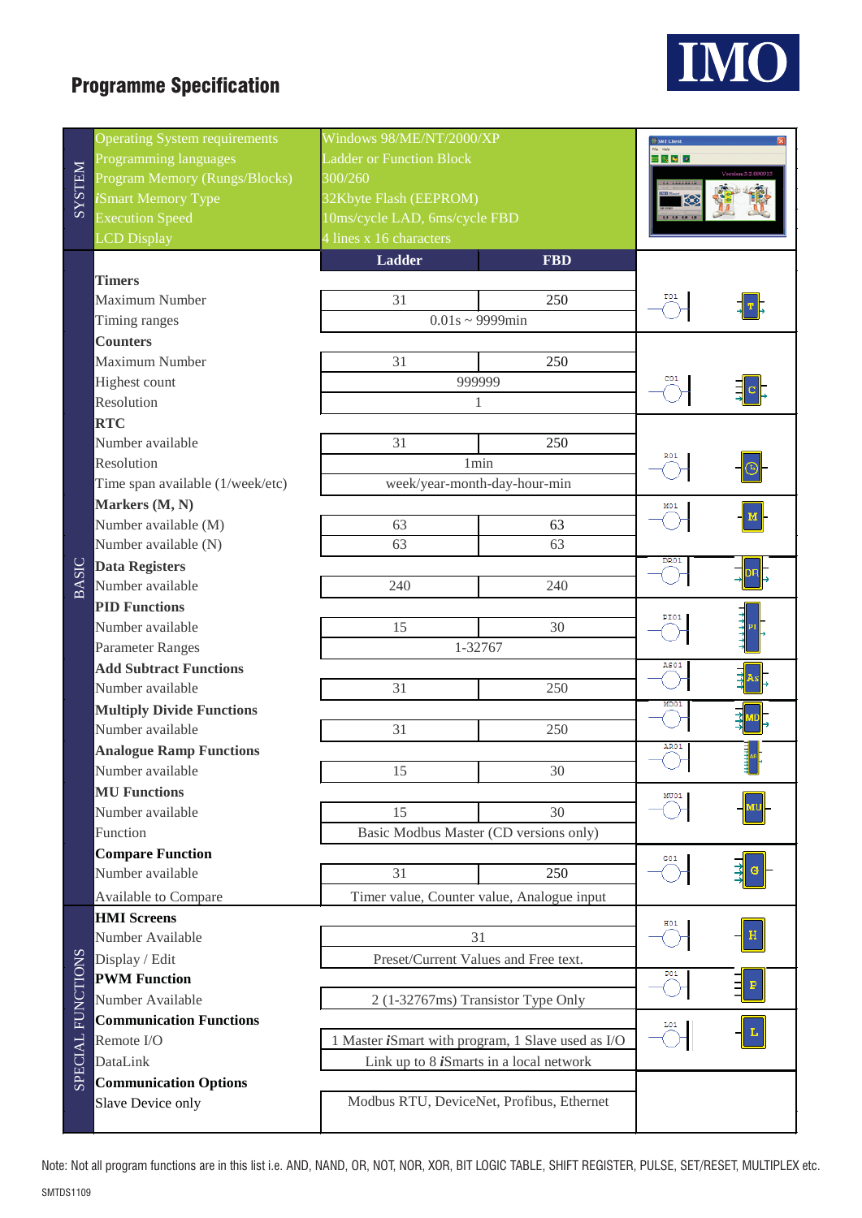## Programme Specification

| Section | Item | Ladder | FBD |
|---|---|---|---|
| SYSTEM | Operating System requirements | Windows 98/ME/NT/2000/XP | |
| | Programming languages | Ladder or Function Block | |
| | Program Memory (Rungs/Blocks) | 300/260 | |
| | *i*Smart Memory Type | 32Kbyte Flash (EEPROM) | |
| | Execution Speed | 10ms/cycle LAD, 6ms/cycle FBD | |
| | LCD Display | 4 lines x 16 characters | |
| BASIC | **Timers** | | |
| | Maximum Number | 31 | 250 |
| | Timing ranges | 0.01s ~ 9999min | |
| | **Counters** | | |
| | Maximum Number | 31 | 250 |
| | Highest count | 999999 | |
| | Resolution | 1 | |
| | **RTC** | | |
| | Number available | 31 | 250 |
| | Resolution | 1min | |
| | Time span available (1/week/etc) | week/year-month-day-hour-min | |
| | **Markers (M, N)** | | |
| | Number available (M) | 63 | 63 |
| | Number available (N) | 63 | 63 |
| | **Data Registers** | | |
| | Number available | 240 | 240 |
| | **PID Functions** | | |
| | Number available | 15 | 30 |
| | Parameter Ranges | 1-32767 | |
| | **Add Subtract Functions** | | |
| | Number available | 31 | 250 |
| | **Multiply Divide Functions** | | |
| | Number available | 31 | 250 |
| | **Analogue Ramp Functions** | | |
| | Number available | 15 | 30 |
| | **MU Functions** | | |
| | Number available | 15 | 30 |
| | Function | Basic Modbus Master (CD versions only) | |
| | **Compare Function** | | |
| | Number available | 31 | 250 |
| | Available to Compare | Timer value, Counter value, Analogue input | |
| SPECIAL FUNCTIONS | **HMI Screens** | | |
| | Number Available | 31 | |
| | Display / Edit | Preset/Current Values and Free text. | |
| | **PWM Function** | | |
| | Number Available | 2 (1-32767ms) Transistor Type Only | |
| | **Communication Functions** | | |
| | Remote I/O | 1 Master *i*Smart with program, 1 Slave used as I/O | |
| | DataLink | Link up to 8 *i*Smarts in a local network | |
| | **Communication Options** | | |
| | Slave Device only | Modbus RTU, DeviceNet, Profibus, Ethernet | |

Note: Not all program functions are in this list i.e. AND, NAND, OR, NOT, NOR, XOR, BIT LOGIC TABLE, SHIFT REGISTER, PULSE, SET/RESET, MULTIPLEX etc.

SMTDS1109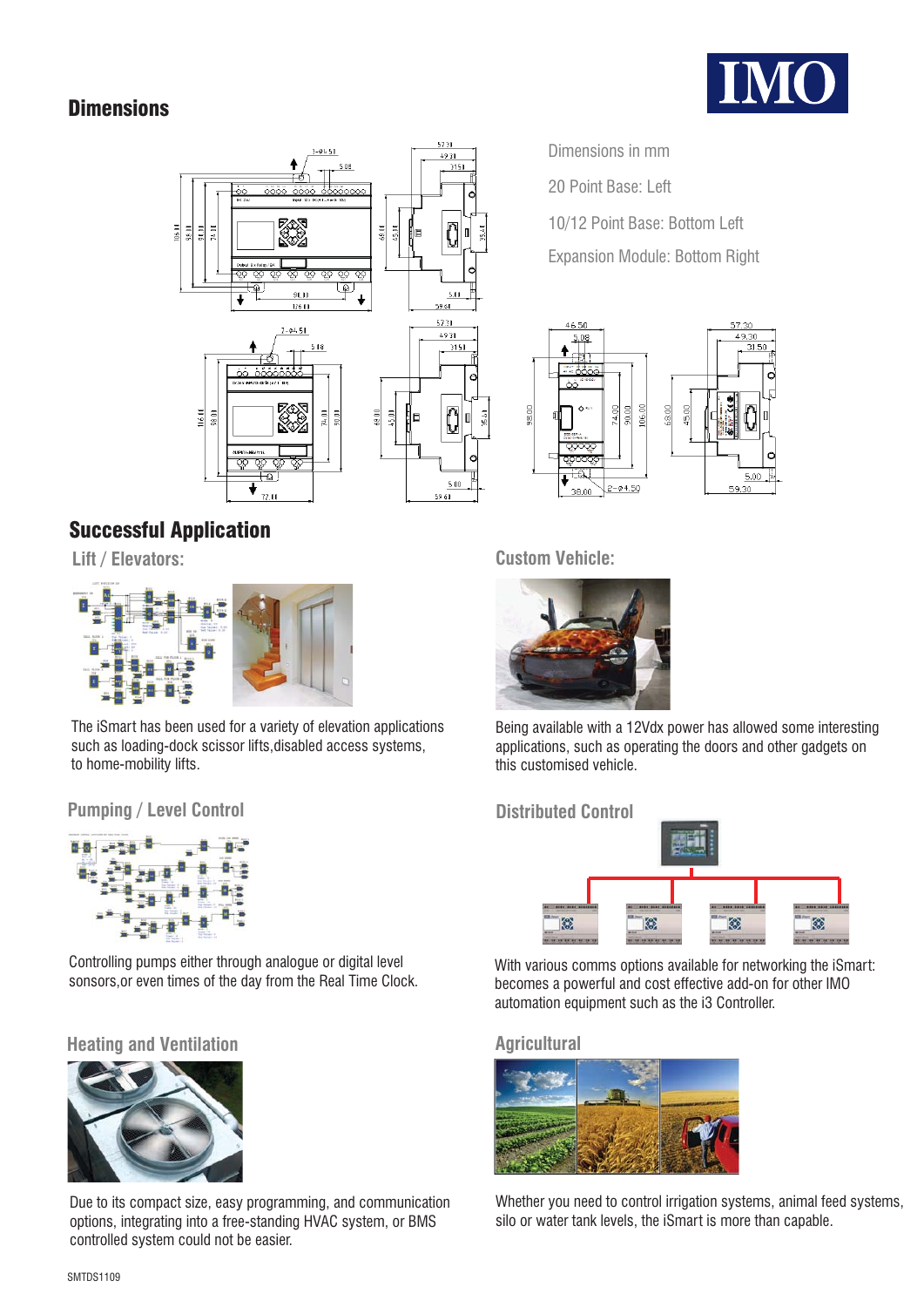## Dimensions

Dimensions in mm

20 Point Base: Left

10/12 Point Base: Bottom Left

Expansion Module: Bottom Right

## Successful Application

### Lift / Elevators:

The iSmart has been used for a variety of elevation applications such as loading-dock scissor lifts,disabled access systems, to home-mobility lifts.

### Custom Vehicle:

Being available with a 12Vdx power has allowed some interesting applications, such as operating the doors and other gadgets on this customised vehicle.

### Pumping / Level Control

Controlling pumps either through analogue or digital level sonsors,or even times of the day from the Real Time Clock.

### Distributed Control

With various comms options available for networking the iSmart: becomes a powerful and cost effective add-on for other IMO automation equipment such as the i3 Controller.

### Heating and Ventilation

Due to its compact size, easy programming, and communication options, integrating into a free-standing HVAC system, or BMS controlled system could not be easier.

### Agricultural

Whether you need to control irrigation systems, animal feed systems, silo or water tank levels, the iSmart is more than capable.

SMTDS1109